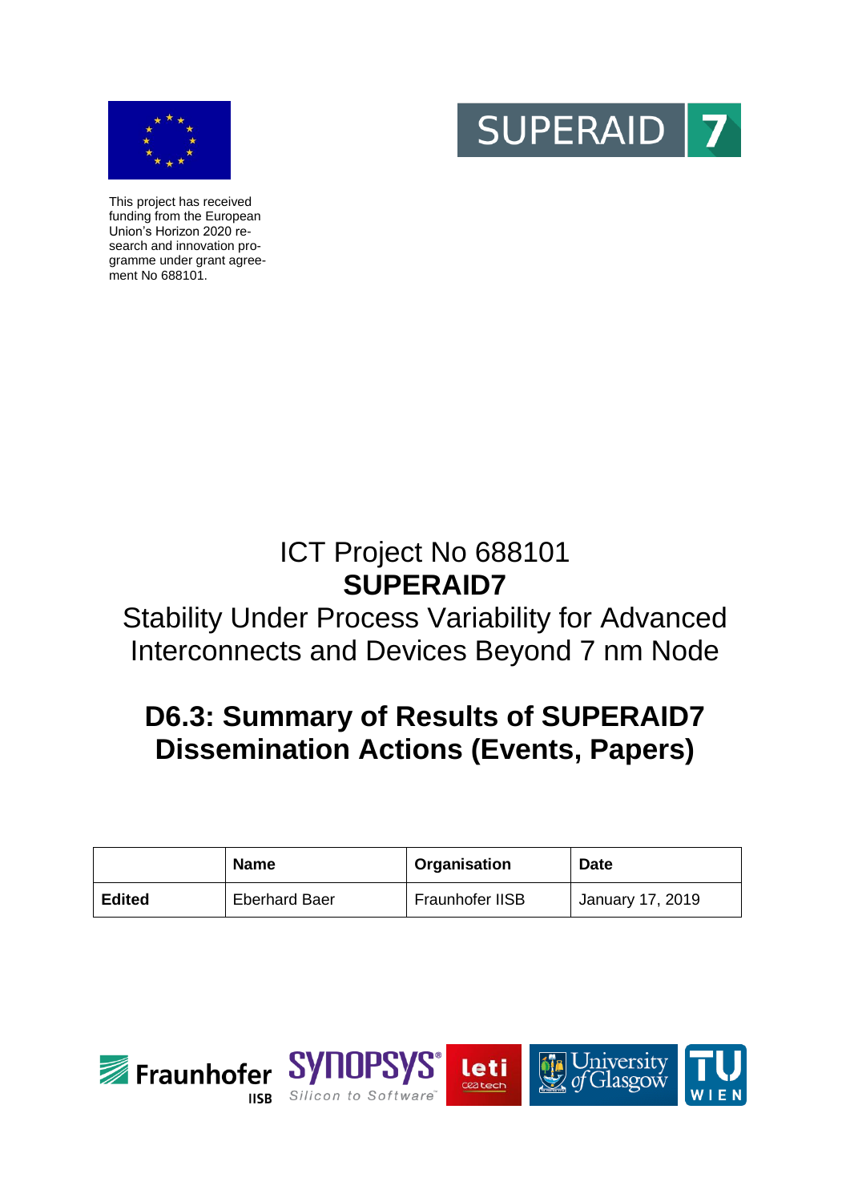This project has received funding from the European Union's Horizon 2020 research and innovation programme under grant agreement No 688101.

# ICT Project No 688101
# **SUPERAID7**
# Stability Under Process Variability for Advanced Interconnects and Devices Beyond 7 nm Node

## D6.3: Summary of Results of SUPERAID7 Dissemination Actions (Events, Papers)

| | Name | Organisation | Date |
|---|---|---|---|
| **Edited** | Eberhard Baer | Fraunhofer IISB | January 17, 2019 |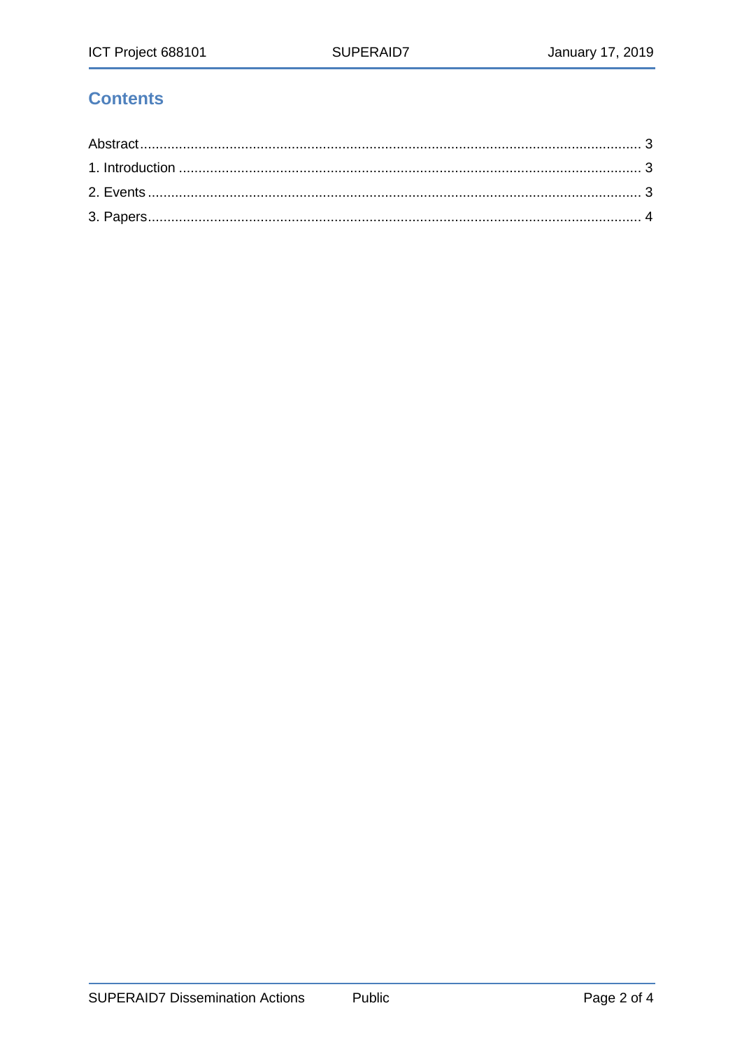## Contents

Abstract ........................................................................................................................................ 3
1. Introduction ............................................................................................................................. 3
2. Events ...................................................................................................................................... 3
3. Papers ...................................................................................................................................... 4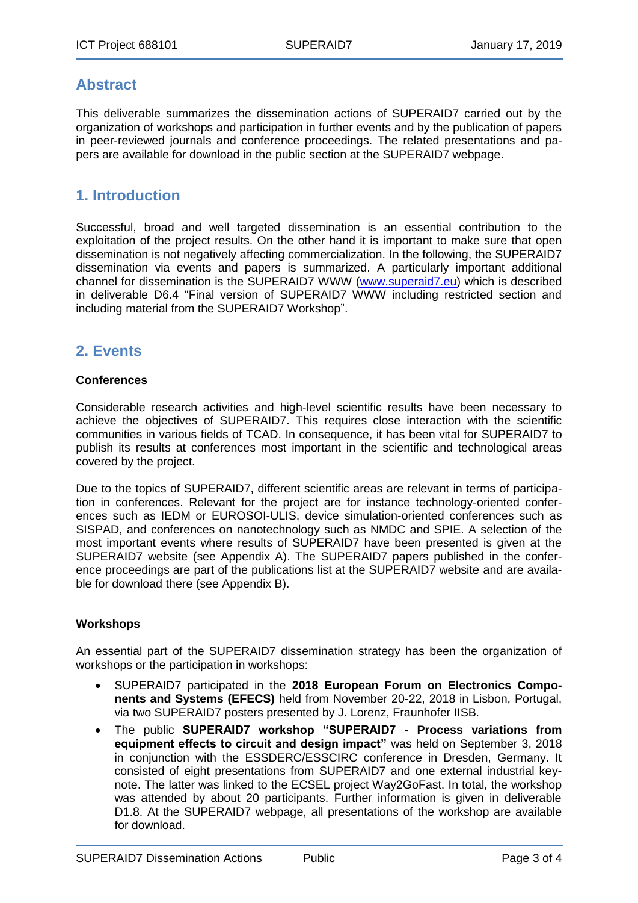## Abstract

This deliverable summarizes the dissemination actions of SUPERAID7 carried out by the organization of workshops and participation in further events and by the publication of papers in peer-reviewed journals and conference proceedings. The related presentations and papers are available for download in the public section at the SUPERAID7 webpage.

## 1. Introduction

Successful, broad and well targeted dissemination is an essential contribution to the exploitation of the project results. On the other hand it is important to make sure that open dissemination is not negatively affecting commercialization. In the following, the SUPERAID7 dissemination via events and papers is summarized. A particularly important additional channel for dissemination is the SUPERAID7 WWW (www.superaid7.eu) which is described in deliverable D6.4 "Final version of SUPERAID7 WWW including restricted section and including material from the SUPERAID7 Workshop".

## 2. Events

**Conferences**

Considerable research activities and high-level scientific results have been necessary to achieve the objectives of SUPERAID7. This requires close interaction with the scientific communities in various fields of TCAD. In consequence, it has been vital for SUPERAID7 to publish its results at conferences most important in the scientific and technological areas covered by the project.

Due to the topics of SUPERAID7, different scientific areas are relevant in terms of participation in conferences. Relevant for the project are for instance technology-oriented conferences such as IEDM or EUROSOI-ULIS, device simulation-oriented conferences such as SISPAD, and conferences on nanotechnology such as NMDC and SPIE. A selection of the most important events where results of SUPERAID7 have been presented is given at the SUPERAID7 website (see Appendix A). The SUPERAID7 papers published in the conference proceedings are part of the publications list at the SUPERAID7 website and are available for download there (see Appendix B).

**Workshops**

An essential part of the SUPERAID7 dissemination strategy has been the organization of workshops or the participation in workshops:

- SUPERAID7 participated in the **2018 European Forum on Electronics Components and Systems (EFECS)** held from November 20-22, 2018 in Lisbon, Portugal, via two SUPERAID7 posters presented by J. Lorenz, Fraunhofer IISB.
- The public **SUPERAID7 workshop "SUPERAID7 - Process variations from equipment effects to circuit and design impact"** was held on September 3, 2018 in conjunction with the ESSDERC/ESSCIRC conference in Dresden, Germany. It consisted of eight presentations from SUPERAID7 and one external industrial keynote. The latter was linked to the ECSEL project Way2GoFast. In total, the workshop was attended by about 20 participants. Further information is given in deliverable D1.8. At the SUPERAID7 webpage, all presentations of the workshop are available for download.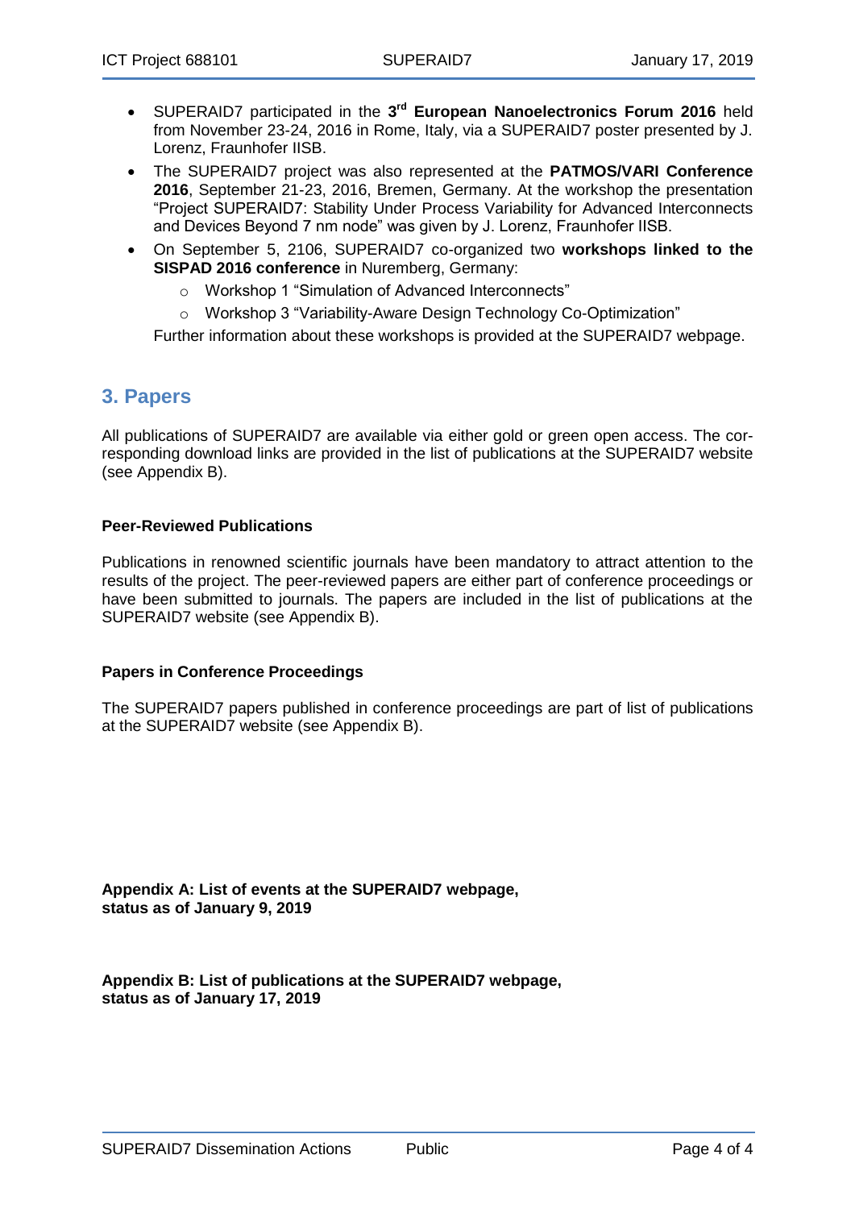- SUPERAID7 participated in the 3rd **European Nanoelectronics Forum 2016** held from November 23-24, 2016 in Rome, Italy, via a SUPERAID7 poster presented by J. Lorenz, Fraunhofer IISB.
- The SUPERAID7 project was also represented at the **PATMOS/VARI Conference 2016**, September 21-23, 2016, Bremen, Germany. At the workshop the presentation "Project SUPERAID7: Stability Under Process Variability for Advanced Interconnects and Devices Beyond 7 nm node" was given by J. Lorenz, Fraunhofer IISB.
- On September 5, 2106, SUPERAID7 co-organized two **workshops linked to the SISPAD 2016 conference** in Nuremberg, Germany:
  - Workshop 1 "Simulation of Advanced Interconnects"
  - Workshop 3 "Variability-Aware Design Technology Co-Optimization"

  Further information about these workshops is provided at the SUPERAID7 webpage.

## 3. Papers

All publications of SUPERAID7 are available via either gold or green open access. The corresponding download links are provided in the list of publications at the SUPERAID7 website (see Appendix B).

**Peer-Reviewed Publications**

Publications in renowned scientific journals have been mandatory to attract attention to the results of the project. The peer-reviewed papers are either part of conference proceedings or have been submitted to journals. The papers are included in the list of publications at the SUPERAID7 website (see Appendix B).

**Papers in Conference Proceedings**

The SUPERAID7 papers published in conference proceedings are part of list of publications at the SUPERAID7 website (see Appendix B).

**Appendix A: List of events at the SUPERAID7 webpage, status as of January 9, 2019**

**Appendix B: List of publications at the SUPERAID7 webpage, status as of January 17, 2019**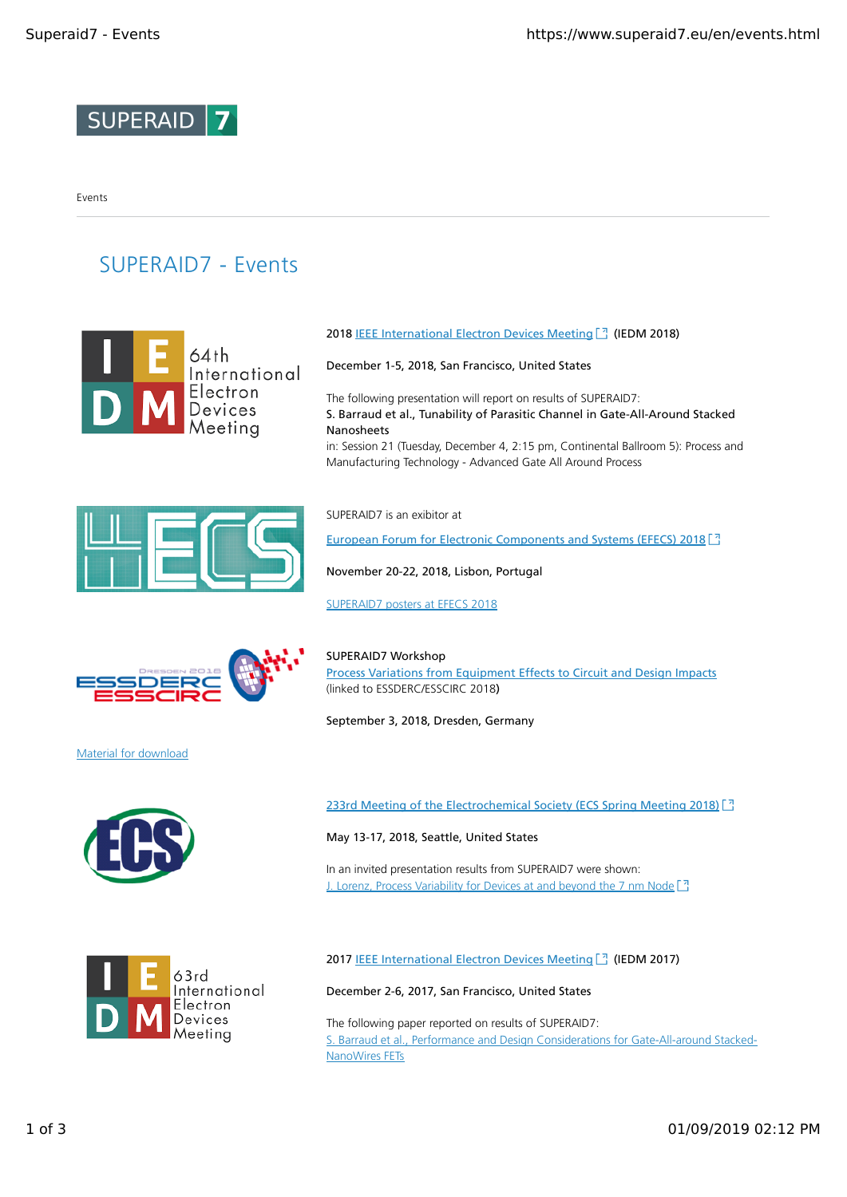SUPERAID 7

Events

# SUPERAID7 - Events

2018 IEEE International Electron Devices Meeting (IEDM 2018)

December 1-5, 2018, San Francisco, United States

The following presentation will report on results of SUPERAID7:
S. Barraud et al., Tunability of Parasitic Channel in Gate-All-Around Stacked Nanosheets
in: Session 21 (Tuesday, December 4, 2:15 pm, Continental Ballroom 5): Process and Manufacturing Technology - Advanced Gate All Around Process

SUPERAID7 is an exibitor at

European Forum for Electronic Components and Systems (EFECS) 2018

November 20-22, 2018, Lisbon, Portugal

SUPERAID7 posters at EFECS 2018

SUPERAID7 Workshop
Process Variations from Equipment Effects to Circuit and Design Impacts
(linked to ESSDERC/ESSCIRC 2018)

September 3, 2018, Dresden, Germany

Material for download

233rd Meeting of the Electrochemical Society (ECS Spring Meeting 2018)

May 13-17, 2018, Seattle, United States

In an invited presentation results from SUPERAID7 were shown:
J. Lorenz, Process Variability for Devices at and beyond the 7 nm Node

2017 IEEE International Electron Devices Meeting (IEDM 2017)

December 2-6, 2017, San Francisco, United States

The following paper reported on results of SUPERAID7:
S. Barraud et al., Performance and Design Considerations for Gate-All-around Stacked-NanoWires FETs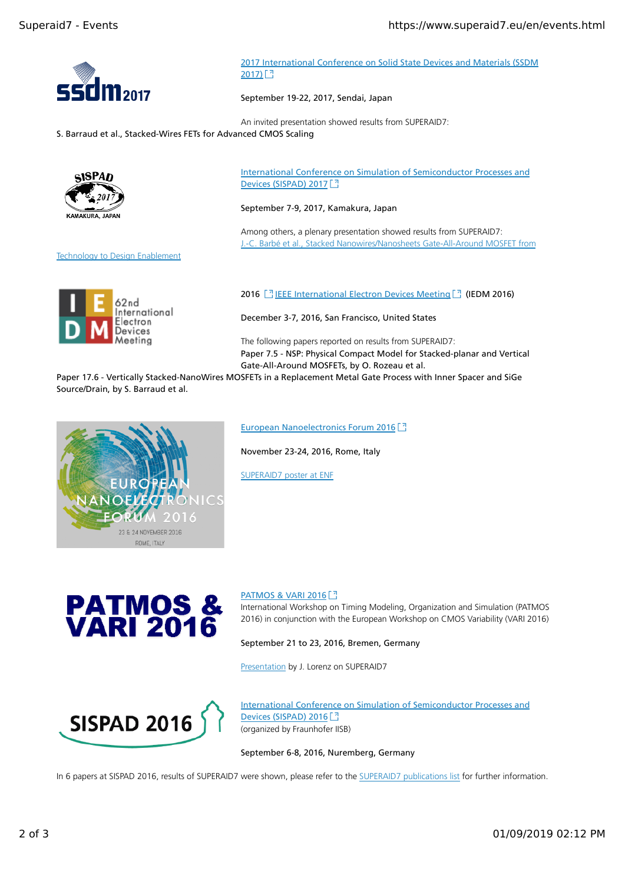[2017 International Conference on Solid State Devices and Materials (SSDM 2017)]

September 19-22, 2017, Sendai, Japan

An invited presentation showed results from SUPERAID7:
S. Barraud et al., Stacked-Wires FETs for Advanced CMOS Scaling

[International Conference on Simulation of Semiconductor Processes and Devices (SISPAD) 2017]

September 7-9, 2017, Kamakura, Japan

Among others, a plenary presentation showed results from SUPERAID7:
[J.-C. Barbé et al., Stacked Nanowires/Nanosheets Gate-All-Around MOSFET from Technology to Design Enablement]

2016 [IEEE International Electron Devices Meeting] (IEDM 2016)

December 3-7, 2016, San Francisco, United States

The following papers reported on results from SUPERAID7:
Paper 7.5 - NSP: Physical Compact Model for Stacked-planar and Vertical Gate-All-Around MOSFETs, by O. Rozeau et al.
Paper 17.6 - Vertically Stacked-NanoWires MOSFETs in a Replacement Metal Gate Process with Inner Spacer and SiGe Source/Drain, by S. Barraud et al.

[European Nanoelectronics Forum 2016]

November 23-24, 2016, Rome, Italy

[SUPERAID7 poster at ENF]

[PATMOS & VARI 2016]
International Workshop on Timing Modeling, Organization and Simulation (PATMOS 2016) in conjunction with the European Workshop on CMOS Variability (VARI 2016)

September 21 to 23, 2016, Bremen, Germany

[Presentation] by J. Lorenz on SUPERAID7

[International Conference on Simulation of Semiconductor Processes and Devices (SISPAD) 2016]
(organized by Fraunhofer IISB)

September 6-8, 2016, Nuremberg, Germany

In 6 papers at SISPAD 2016, results of SUPERAID7 were shown, please refer to the [SUPERAID7 publications list] for further information.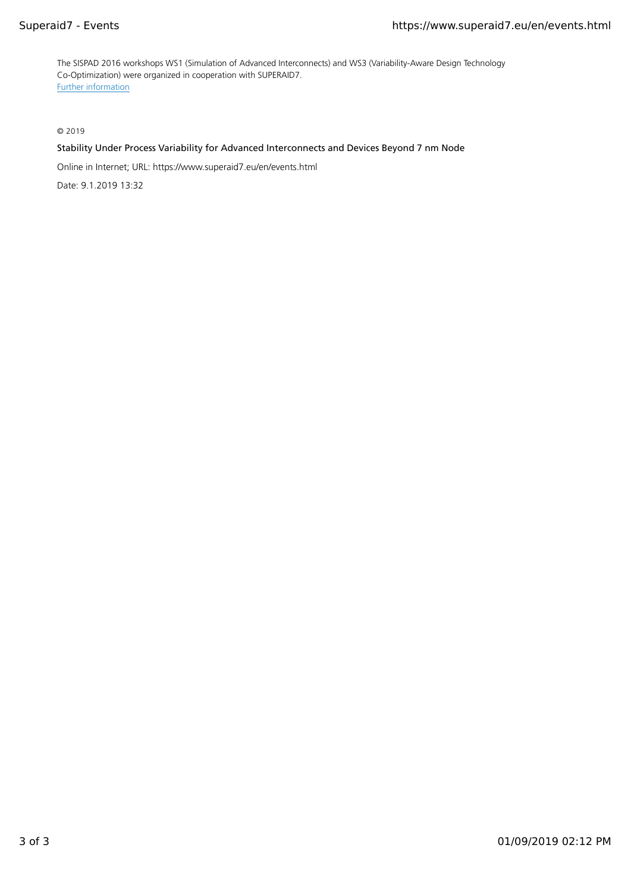The SISPAD 2016 workshops WS1 (Simulation of Advanced Interconnects) and WS3 (Variability-Aware Design Technology Co-Optimization) were organized in cooperation with SUPERAID7.
[Further information]

© 2019

Stability Under Process Variability for Advanced Interconnects and Devices Beyond 7 nm Node

Online in Internet; URL: https://www.superaid7.eu/en/events.html

Date: 9.1.2019 13:32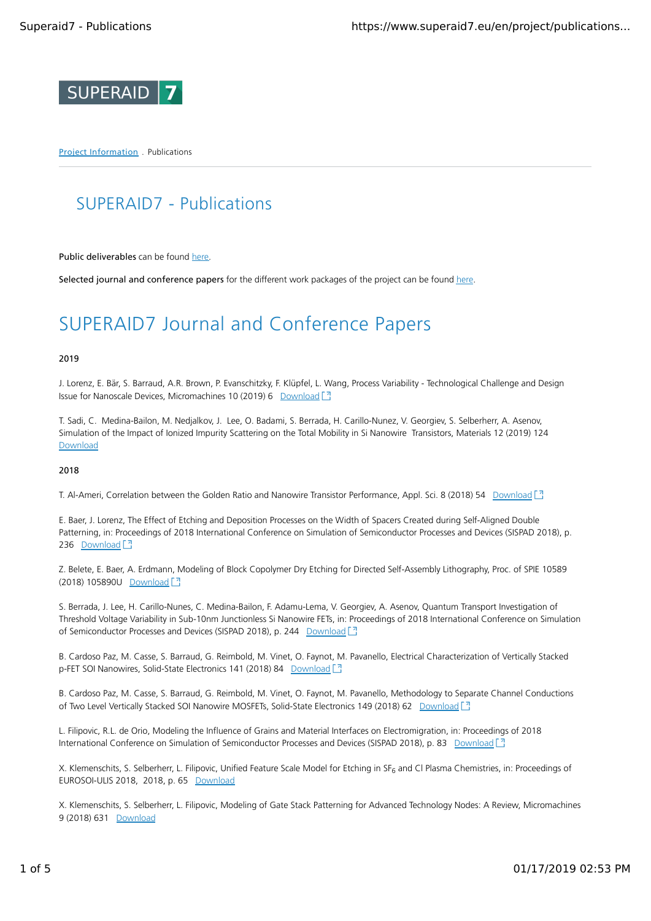SUPERAID 7

[Project Information](#) . Publications

# SUPERAID7 - Publications

**Public deliverables** can be found [here](#).

**Selected journal and conference papers** for the different work packages of the project can be found [here](#).

# SUPERAID7 Journal and Conference Papers

**2019**

J. Lorenz, E. Bär, S. Barraud, A.R. Brown, P. Evanschitzky, F. Klüpfel, L. Wang, Process Variability - Technological Challenge and Design Issue for Nanoscale Devices, Micromachines 10 (2019) 6 [Download](#)

T. Sadi, C. Medina-Bailon, M. Nedjalkov, J. Lee, O. Badami, S. Berrada, H. Carillo-Nunez, V. Georgiev, S. Selberherr, A. Asenov, Simulation of the Impact of Ionized Impurity Scattering on the Total Mobility in Si Nanowire Transistors, Materials 12 (2019) 124 [Download](#)

**2018**

T. Al-Ameri, Correlation between the Golden Ratio and Nanowire Transistor Performance, Appl. Sci. 8 (2018) 54 [Download](#)

E. Baer, J. Lorenz, The Effect of Etching and Deposition Processes on the Width of Spacers Created during Self-Aligned Double Patterning, in: Proceedings of 2018 International Conference on Simulation of Semiconductor Processes and Devices (SISPAD 2018), p. 236 [Download](#)

Z. Belete, E. Baer, A. Erdmann, Modeling of Block Copolymer Dry Etching for Directed Self-Assembly Lithography, Proc. of SPIE 10589 (2018) 105890U [Download](#)

S. Berrada, J. Lee, H. Carillo-Nunes, C. Medina-Bailon, F. Adamu-Lema, V. Georgiev, A. Asenov, Quantum Transport Investigation of Threshold Voltage Variability in Sub-10nm Junctionless Si Nanowire FETs, in: Proceedings of 2018 International Conference on Simulation of Semiconductor Processes and Devices (SISPAD 2018), p. 244 [Download](#)

B. Cardoso Paz, M. Casse, S. Barraud, G. Reimbold, M. Vinet, O. Faynot, M. Pavanello, Electrical Characterization of Vertically Stacked p-FET SOI Nanowires, Solid-State Electronics 141 (2018) 84 [Download](#)

B. Cardoso Paz, M. Casse, S. Barraud, G. Reimbold, M. Vinet, O. Faynot, M. Pavanello, Methodology to Separate Channel Conductions of Two Level Vertically Stacked SOI Nanowire MOSFETs, Solid-State Electronics 149 (2018) 62 [Download](#)

L. Filipovic, R.L. de Orio, Modeling the Influence of Grains and Material Interfaces on Electromigration, in: Proceedings of 2018 International Conference on Simulation of Semiconductor Processes and Devices (SISPAD 2018), p. 83 [Download](#)

X. Klemenschits, S. Selberherr, L. Filipovic, Unified Feature Scale Model for Etching in $SF_6$ and Cl Plasma Chemistries, in: Proceedings of EUROSOI-ULIS 2018, 2018, p. 65 [Download](#)

X. Klemenschits, S. Selberherr, L. Filipovic, Modeling of Gate Stack Patterning for Advanced Technology Nodes: A Review, Micromachines 9 (2018) 631 [Download](#)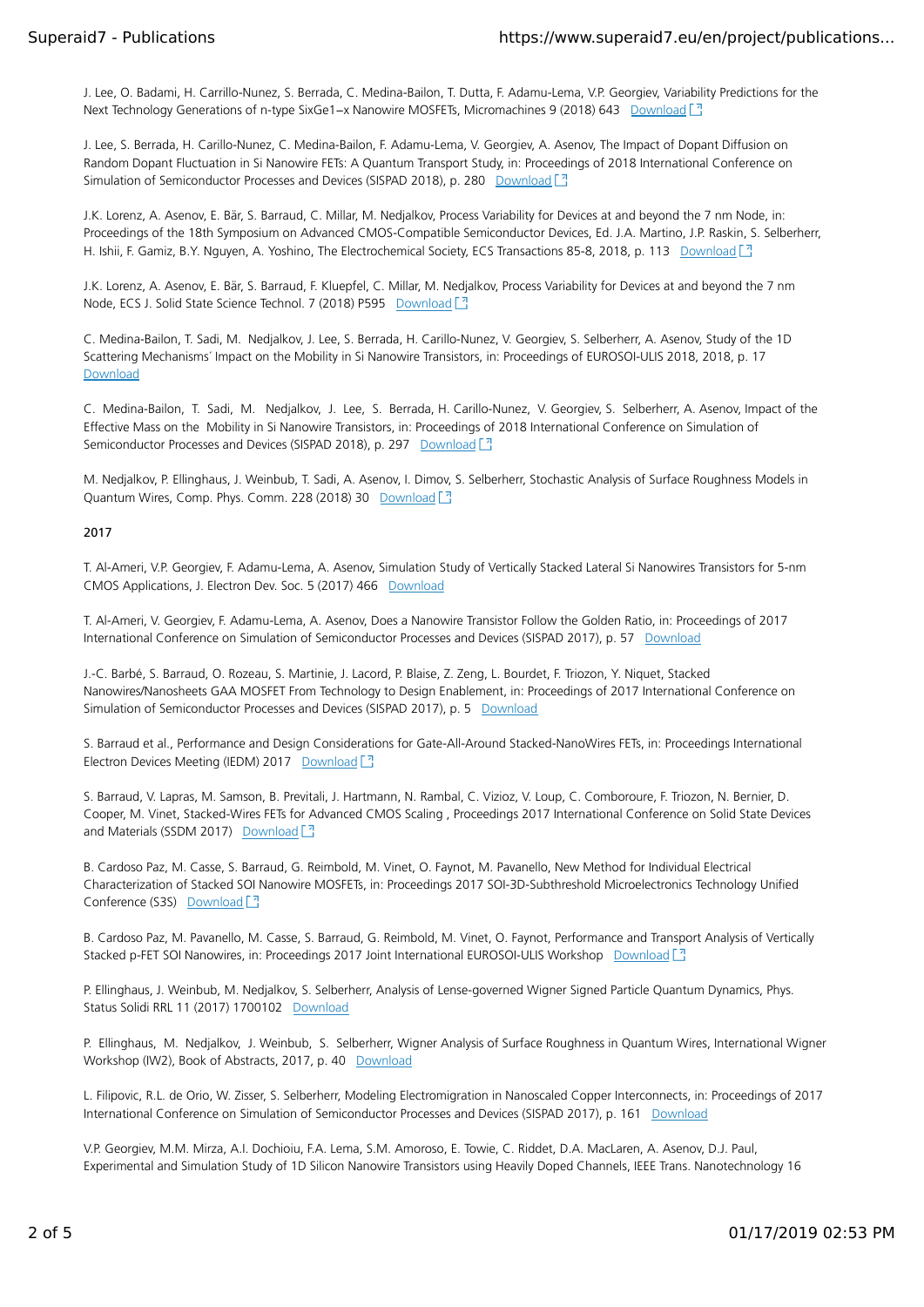J. Lee, O. Badami, H. Carrillo-Nunez, S. Berrada, C. Medina-Bailon, T. Dutta, F. Adamu-Lema, V.P. Georgiev, Variability Predictions for the Next Technology Generations of n-type $Si_xGe_{1-x}$ Nanowire MOSFETs, Micromachines 9 (2018) 643 Download

J. Lee, S. Berrada, H. Carillo-Nunez, C. Medina-Bailon, F. Adamu-Lema, V. Georgiev, A. Asenov, The Impact of Dopant Diffusion on Random Dopant Fluctuation in Si Nanowire FETs: A Quantum Transport Study, in: Proceedings of 2018 International Conference on Simulation of Semiconductor Processes and Devices (SISPAD 2018), p. 280 Download

J.K. Lorenz, A. Asenov, E. Bär, S. Barraud, C. Millar, M. Nedjalkov, Process Variability for Devices at and beyond the 7 nm Node, in: Proceedings of the 18th Symposium on Advanced CMOS-Compatible Semiconductor Devices, Ed. J.A. Martino, J.P. Raskin, S. Selberherr, H. Ishii, F. Gamiz, B.Y. Nguyen, A. Yoshino, The Electrochemical Society, ECS Transactions 85-8, 2018, p. 113 Download

J.K. Lorenz, A. Asenov, E. Bär, S. Barraud, F. Kluepfel, C. Millar, M. Nedjalkov, Process Variability for Devices at and beyond the 7 nm Node, ECS J. Solid State Science Technol. 7 (2018) P595 Download

C. Medina-Bailon, T. Sadi, M. Nedjalkov, J. Lee, S. Berrada, H. Carillo-Nunez, V. Georgiev, S. Selberherr, A. Asenov, Study of the 1D Scattering Mechanisms´ Impact on the Mobility in Si Nanowire Transistors, in: Proceedings of EUROSOI-ULIS 2018, 2018, p. 17 Download

C. Medina-Bailon, T. Sadi, M. Nedjalkov, J. Lee, S. Berrada, H. Carillo-Nunez, V. Georgiev, S. Selberherr, A. Asenov, Impact of the Effective Mass on the Mobility in Si Nanowire Transistors, in: Proceedings of 2018 International Conference on Simulation of Semiconductor Processes and Devices (SISPAD 2018), p. 297 Download

M. Nedjalkov, P. Ellinghaus, J. Weinbub, T. Sadi, A. Asenov, I. Dimov, S. Selberherr, Stochastic Analysis of Surface Roughness Models in Quantum Wires, Comp. Phys. Comm. 228 (2018) 30 Download

## 2017

T. Al-Ameri, V.P. Georgiev, F. Adamu-Lema, A. Asenov, Simulation Study of Vertically Stacked Lateral Si Nanowires Transistors for 5-nm CMOS Applications, J. Electron Dev. Soc. 5 (2017) 466 Download

T. Al-Ameri, V. Georgiev, F. Adamu-Lema, A. Asenov, Does a Nanowire Transistor Follow the Golden Ratio, in: Proceedings of 2017 International Conference on Simulation of Semiconductor Processes and Devices (SISPAD 2017), p. 57 Download

J.-C. Barbé, S. Barraud, O. Rozeau, S. Martinie, J. Lacord, P. Blaise, Z. Zeng, L. Bourdet, F. Triozon, Y. Niquet, Stacked Nanowires/Nanosheets GAA MOSFET From Technology to Design Enablement, in: Proceedings of 2017 International Conference on Simulation of Semiconductor Processes and Devices (SISPAD 2017), p. 5 Download

S. Barraud et al., Performance and Design Considerations for Gate-All-Around Stacked-NanoWires FETs, in: Proceedings International Electron Devices Meeting (IEDM) 2017 Download

S. Barraud, V. Lapras, M. Samson, B. Previtali, J. Hartmann, N. Rambal, C. Vizioz, V. Loup, C. Comboroure, F. Triozon, N. Bernier, D. Cooper, M. Vinet, Stacked-Wires FETs for Advanced CMOS Scaling , Proceedings 2017 International Conference on Solid State Devices and Materials (SSDM 2017) Download

B. Cardoso Paz, M. Casse, S. Barraud, G. Reimbold, M. Vinet, O. Faynot, M. Pavanello, New Method for Individual Electrical Characterization of Stacked SOI Nanowire MOSFETs, in: Proceedings 2017 SOI-3D-Subthreshold Microelectronics Technology Unified Conference (S3S) Download

B. Cardoso Paz, M. Pavanello, M. Casse, S. Barraud, G. Reimbold, M. Vinet, O. Faynot, Performance and Transport Analysis of Vertically Stacked p-FET SOI Nanowires, in: Proceedings 2017 Joint International EUROSOI-ULIS Workshop Download

P. Ellinghaus, J. Weinbub, M. Nedjalkov, S. Selberherr, Analysis of Lense-governed Wigner Signed Particle Quantum Dynamics, Phys. Status Solidi RRL 11 (2017) 1700102 Download

P. Ellinghaus, M. Nedjalkov, J. Weinbub, S. Selberherr, Wigner Analysis of Surface Roughness in Quantum Wires, International Wigner Workshop (IW2), Book of Abstracts, 2017, p. 40 Download

L. Filipovic, R.L. de Orio, W. Zisser, S. Selberherr, Modeling Electromigration in Nanoscaled Copper Interconnects, in: Proceedings of 2017 International Conference on Simulation of Semiconductor Processes and Devices (SISPAD 2017), p. 161 Download

V.P. Georgiev, M.M. Mirza, A.I. Dochioiu, F.A. Lema, S.M. Amoroso, E. Towie, C. Riddet, D.A. MacLaren, A. Asenov, D.J. Paul, Experimental and Simulation Study of 1D Silicon Nanowire Transistors using Heavily Doped Channels, IEEE Trans. Nanotechnology 16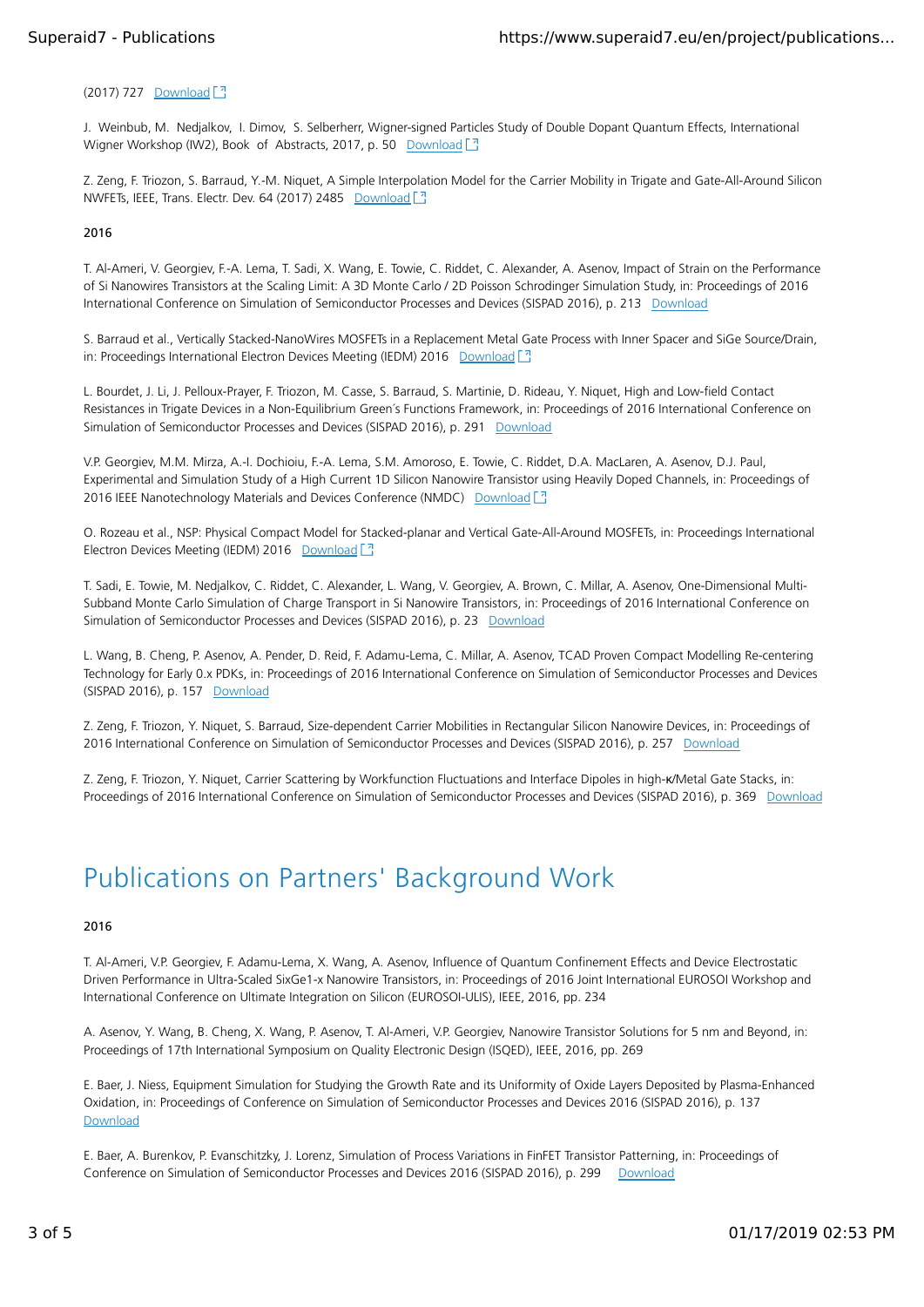(2017) 727 [Download]

J. Weinbub, M. Nedjalkov, I. Dimov, S. Selberherr, Wigner-signed Particles Study of Double Dopant Quantum Effects, International Wigner Workshop (IW2), Book of Abstracts, 2017, p. 50 [Download]

Z. Zeng, F. Triozon, S. Barraud, Y.-M. Niquet, A Simple Interpolation Model for the Carrier Mobility in Trigate and Gate-All-Around Silicon NWFETs, IEEE, Trans. Electr. Dev. 64 (2017) 2485 [Download]

**2016**

T. Al-Ameri, V. Georgiev, F.-A. Lema, T. Sadi, X. Wang, E. Towie, C. Riddet, C. Alexander, A. Asenov, Impact of Strain on the Performance of Si Nanowires Transistors at the Scaling Limit: A 3D Monte Carlo / 2D Poisson Schrodinger Simulation Study, in: Proceedings of 2016 International Conference on Simulation of Semiconductor Processes and Devices (SISPAD 2016), p. 213 [Download]

S. Barraud et al., Vertically Stacked-NanoWires MOSFETs in a Replacement Metal Gate Process with Inner Spacer and SiGe Source/Drain, in: Proceedings International Electron Devices Meeting (IEDM) 2016 [Download]

L. Bourdet, J. Li, J. Pelloux-Prayer, F. Triozon, M. Casse, S. Barraud, S. Martinie, D. Rideau, Y. Niquet, High and Low-field Contact Resistances in Trigate Devices in a Non-Equilibrium Green´s Functions Framework, in: Proceedings of 2016 International Conference on Simulation of Semiconductor Processes and Devices (SISPAD 2016), p. 291 [Download]

V.P. Georgiev, M.M. Mirza, A.-I. Dochioiu, F.-A. Lema, S.M. Amoroso, E. Towie, C. Riddet, D.A. MacLaren, A. Asenov, D.J. Paul, Experimental and Simulation Study of a High Current 1D Silicon Nanowire Transistor using Heavily Doped Channels, in: Proceedings of 2016 IEEE Nanotechnology Materials and Devices Conference (NMDC) [Download]

O. Rozeau et al., NSP: Physical Compact Model for Stacked-planar and Vertical Gate-All-Around MOSFETs, in: Proceedings International Electron Devices Meeting (IEDM) 2016 [Download]

T. Sadi, E. Towie, M. Nedjalkov, C. Riddet, C. Alexander, L. Wang, V. Georgiev, A. Brown, C. Millar, A. Asenov, One-Dimensional Multi-Subband Monte Carlo Simulation of Charge Transport in Si Nanowire Transistors, in: Proceedings of 2016 International Conference on Simulation of Semiconductor Processes and Devices (SISPAD 2016), p. 23 [Download]

L. Wang, B. Cheng, P. Asenov, A. Pender, D. Reid, F. Adamu-Lema, C. Millar, A. Asenov, TCAD Proven Compact Modelling Re-centering Technology for Early 0.x PDKs, in: Proceedings of 2016 International Conference on Simulation of Semiconductor Processes and Devices (SISPAD 2016), p. 157 [Download]

Z. Zeng, F. Triozon, Y. Niquet, S. Barraud, Size-dependent Carrier Mobilities in Rectangular Silicon Nanowire Devices, in: Proceedings of 2016 International Conference on Simulation of Semiconductor Processes and Devices (SISPAD 2016), p. 257 [Download]

Z. Zeng, F. Triozon, Y. Niquet, Carrier Scattering by Workfunction Fluctuations and Interface Dipoles in high-κ/Metal Gate Stacks, in: Proceedings of 2016 International Conference on Simulation of Semiconductor Processes and Devices (SISPAD 2016), p. 369 [Download]

# Publications on Partners' Background Work

**2016**

T. Al-Ameri, V.P. Georgiev, F. Adamu-Lema, X. Wang, A. Asenov, Influence of Quantum Confinement Effects and Device Electrostatic Driven Performance in Ultra-Scaled SixGe1-x Nanowire Transistors, in: Proceedings of 2016 Joint International EUROSOI Workshop and International Conference on Ultimate Integration on Silicon (EUROSOI-ULIS), IEEE, 2016, pp. 234

A. Asenov, Y. Wang, B. Cheng, X. Wang, P. Asenov, T. Al-Ameri, V.P. Georgiev, Nanowire Transistor Solutions for 5 nm and Beyond, in: Proceedings of 17th International Symposium on Quality Electronic Design (ISQED), IEEE, 2016, pp. 269

E. Baer, J. Niess, Equipment Simulation for Studying the Growth Rate and its Uniformity of Oxide Layers Deposited by Plasma-Enhanced Oxidation, in: Proceedings of Conference on Simulation of Semiconductor Processes and Devices 2016 (SISPAD 2016), p. 137 [Download]

E. Baer, A. Burenkov, P. Evanschitzky, J. Lorenz, Simulation of Process Variations in FinFET Transistor Patterning, in: Proceedings of Conference on Simulation of Semiconductor Processes and Devices 2016 (SISPAD 2016), p. 299 [Download]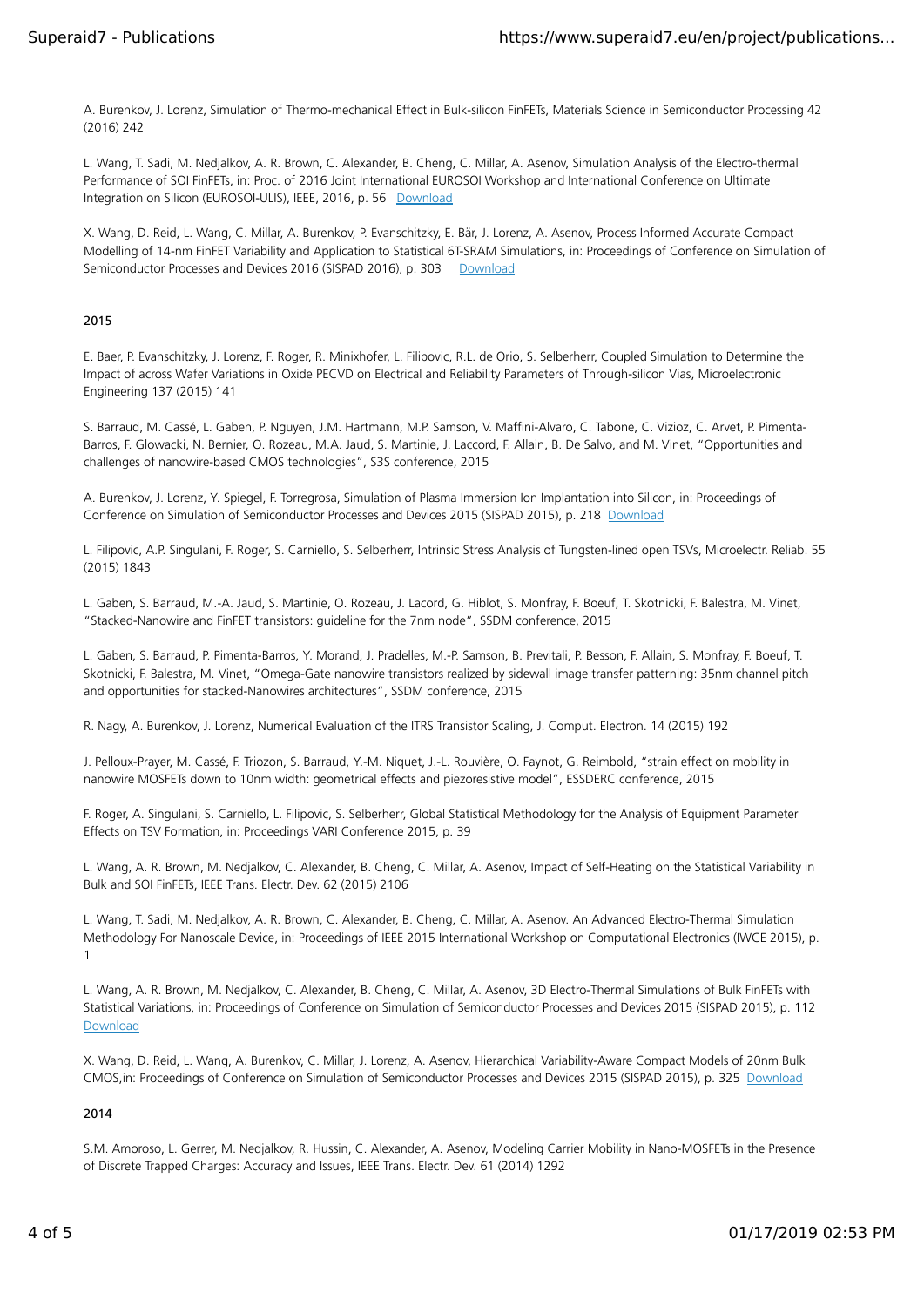A. Burenkov, J. Lorenz, Simulation of Thermo-mechanical Effect in Bulk-silicon FinFETs, Materials Science in Semiconductor Processing 42 (2016) 242

L. Wang, T. Sadi, M. Nedjalkov, A. R. Brown, C. Alexander, B. Cheng, C. Millar, A. Asenov, Simulation Analysis of the Electro-thermal Performance of SOI FinFETs, in: Proc. of 2016 Joint International EUROSOI Workshop and International Conference on Ultimate Integration on Silicon (EUROSOI-ULIS), IEEE, 2016, p. 56 Download

X. Wang, D. Reid, L. Wang, C. Millar, A. Burenkov, P. Evanschitzky, E. Bär, J. Lorenz, A. Asenov, Process Informed Accurate Compact Modelling of 14-nm FinFET Variability and Application to Statistical 6T-SRAM Simulations, in: Proceedings of Conference on Simulation of Semiconductor Processes and Devices 2016 (SISPAD 2016), p. 303 Download

#### 2015

E. Baer, P. Evanschitzky, J. Lorenz, F. Roger, R. Minixhofer, L. Filipovic, R.L. de Orio, S. Selberherr, Coupled Simulation to Determine the Impact of across Wafer Variations in Oxide PECVD on Electrical and Reliability Parameters of Through-silicon Vias, Microelectronic Engineering 137 (2015) 141

S. Barraud, M. Cassé, L. Gaben, P. Nguyen, J.M. Hartmann, M.P. Samson, V. Maffini-Alvaro, C. Tabone, C. Vizioz, C. Arvet, P. Pimenta-Barros, F. Glowacki, N. Bernier, O. Rozeau, M.A. Jaud, S. Martinie, J. Laccord, F. Allain, B. De Salvo, and M. Vinet, "Opportunities and challenges of nanowire-based CMOS technologies", S3S conference, 2015

A. Burenkov, J. Lorenz, Y. Spiegel, F. Torregrosa, Simulation of Plasma Immersion Ion Implantation into Silicon, in: Proceedings of Conference on Simulation of Semiconductor Processes and Devices 2015 (SISPAD 2015), p. 218 Download

L. Filipovic, A.P. Singulani, F. Roger, S. Carniello, S. Selberherr, Intrinsic Stress Analysis of Tungsten-lined open TSVs, Microelectr. Reliab. 55 (2015) 1843

L. Gaben, S. Barraud, M.-A. Jaud, S. Martinie, O. Rozeau, J. Lacord, G. Hiblot, S. Monfray, F. Boeuf, T. Skotnicki, F. Balestra, M. Vinet, "Stacked-Nanowire and FinFET transistors: guideline for the 7nm node", SSDM conference, 2015

L. Gaben, S. Barraud, P. Pimenta-Barros, Y. Morand, J. Pradelles, M.-P. Samson, B. Previtali, P. Besson, F. Allain, S. Monfray, F. Boeuf, T. Skotnicki, F. Balestra, M. Vinet, "Omega-Gate nanowire transistors realized by sidewall image transfer patterning: 35nm channel pitch and opportunities for stacked-Nanowires architectures", SSDM conference, 2015

R. Nagy, A. Burenkov, J. Lorenz, Numerical Evaluation of the ITRS Transistor Scaling, J. Comput. Electron. 14 (2015) 192

J. Pelloux-Prayer, M. Cassé, F. Triozon, S. Barraud, Y.-M. Niquet, J.-L. Rouvière, O. Faynot, G. Reimbold, "strain effect on mobility in nanowire MOSFETs down to 10nm width: geometrical effects and piezoresistive model", ESSDERC conference, 2015

F. Roger, A. Singulani, S. Carniello, L. Filipovic, S. Selberherr, Global Statistical Methodology for the Analysis of Equipment Parameter Effects on TSV Formation, in: Proceedings VARI Conference 2015, p. 39

L. Wang, A. R. Brown, M. Nedjalkov, C. Alexander, B. Cheng, C. Millar, A. Asenov, Impact of Self-Heating on the Statistical Variability in Bulk and SOI FinFETs, IEEE Trans. Electr. Dev. 62 (2015) 2106

L. Wang, T. Sadi, M. Nedjalkov, A. R. Brown, C. Alexander, B. Cheng, C. Millar, A. Asenov. An Advanced Electro-Thermal Simulation Methodology For Nanoscale Device, in: Proceedings of IEEE 2015 International Workshop on Computational Electronics (IWCE 2015), p. 1

L. Wang, A. R. Brown, M. Nedjalkov, C. Alexander, B. Cheng, C. Millar, A. Asenov, 3D Electro-Thermal Simulations of Bulk FinFETs with Statistical Variations, in: Proceedings of Conference on Simulation of Semiconductor Processes and Devices 2015 (SISPAD 2015), p. 112 Download

X. Wang, D. Reid, L. Wang, A. Burenkov, C. Millar, J. Lorenz, A. Asenov, Hierarchical Variability-Aware Compact Models of 20nm Bulk CMOS,in: Proceedings of Conference on Simulation of Semiconductor Processes and Devices 2015 (SISPAD 2015), p. 325 Download

#### 2014

S.M. Amoroso, L. Gerrer, M. Nedjalkov, R. Hussin, C. Alexander, A. Asenov, Modeling Carrier Mobility in Nano-MOSFETs in the Presence of Discrete Trapped Charges: Accuracy and Issues, IEEE Trans. Electr. Dev. 61 (2014) 1292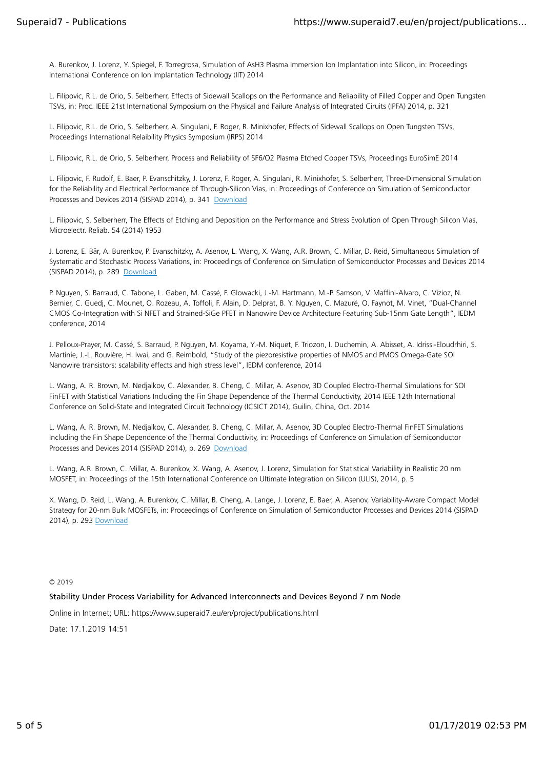A. Burenkov, J. Lorenz, Y. Spiegel, F. Torregrosa, Simulation of AsH3 Plasma Immersion Ion Implantation into Silicon, in: Proceedings International Conference on Ion Implantation Technology (IIT) 2014

L. Filipovic, R.L. de Orio, S. Selberherr, Effects of Sidewall Scallops on the Performance and Reliability of Filled Copper and Open Tungsten TSVs, in: Proc. IEEE 21st International Symposium on the Physical and Failure Analysis of Integrated Ciruits (IPFA) 2014, p. 321

L. Filipovic, R.L. de Orio, S. Selberherr, A. Singulani, F. Roger, R. Minixhofer, Effects of Sidewall Scallops on Open Tungsten TSVs, Proceedings International Relaibility Physics Symposium (IRPS) 2014

L. Filipovic, R.L. de Orio, S. Selberherr, Process and Reliability of SF6/O2 Plasma Etched Copper TSVs, Proceedings EuroSimE 2014

L. Filipovic, F. Rudolf, E. Baer, P. Evanschitzky, J. Lorenz, F. Roger, A. Singulani, R. Minixhofer, S. Selberherr, Three-Dimensional Simulation for the Reliability and Electrical Performance of Through-Silicon Vias, in: Proceedings of Conference on Simulation of Semiconductor Processes and Devices 2014 (SISPAD 2014), p. 341 Download

L. Filipovic, S. Selberherr, The Effects of Etching and Deposition on the Performance and Stress Evolution of Open Through Silicon Vias, Microelectr. Reliab. 54 (2014) 1953

J. Lorenz, E. Bär, A. Burenkov, P. Evanschitzky, A. Asenov, L. Wang, X. Wang, A.R. Brown, C. Millar, D. Reid, Simultaneous Simulation of Systematic and Stochastic Process Variations, in: Proceedings of Conference on Simulation of Semiconductor Processes and Devices 2014 (SISPAD 2014), p. 289 Download

P. Nguyen, S. Barraud, C. Tabone, L. Gaben, M. Cassé, F. Glowacki, J.-M. Hartmann, M.-P. Samson, V. Maffini-Alvaro, C. Vizioz, N. Bernier, C. Guedj, C. Mounet, O. Rozeau, A. Toffoli, F. Alain, D. Delprat, B. Y. Nguyen, C. Mazuré, O. Faynot, M. Vinet, "Dual-Channel CMOS Co-Integration with Si NFET and Strained-SiGe PFET in Nanowire Device Architecture Featuring Sub-15nm Gate Length", IEDM conference, 2014

J. Pelloux-Prayer, M. Cassé, S. Barraud, P. Nguyen, M. Koyama, Y.-M. Niquet, F. Triozon, I. Duchemin, A. Abisset, A. Idrissi-Eloudrhiri, S. Martinie, J.-L. Rouvière, H. Iwai, and G. Reimbold, "Study of the piezoresistive properties of NMOS and PMOS Omega-Gate SOI Nanowire transistors: scalability effects and high stress level", IEDM conference, 2014

L. Wang, A. R. Brown, M. Nedjalkov, C. Alexander, B. Cheng, C. Millar, A. Asenov, 3D Coupled Electro-Thermal Simulations for SOI FinFET with Statistical Variations Including the Fin Shape Dependence of the Thermal Conductivity, 2014 IEEE 12th International Conference on Solid-State and Integrated Circuit Technology (ICSICT 2014), Guilin, China, Oct. 2014

L. Wang, A. R. Brown, M. Nedjalkov, C. Alexander, B. Cheng, C. Millar, A. Asenov, 3D Coupled Electro-Thermal FinFET Simulations Including the Fin Shape Dependence of the Thermal Conductivity, in: Proceedings of Conference on Simulation of Semiconductor Processes and Devices 2014 (SISPAD 2014), p. 269 Download

L. Wang, A.R. Brown, C. Millar, A. Burenkov, X. Wang, A. Asenov, J. Lorenz, Simulation for Statistical Variability in Realistic 20 nm MOSFET, in: Proceedings of the 15th International Conference on Ultimate Integration on Silicon (ULIS), 2014, p. 5

X. Wang, D. Reid, L. Wang, A. Burenkov, C. Millar, B. Cheng, A. Lange, J. Lorenz, E. Baer, A. Asenov, Variability-Aware Compact Model Strategy for 20-nm Bulk MOSFETs, in: Proceedings of Conference on Simulation of Semiconductor Processes and Devices 2014 (SISPAD 2014), p. 293 Download

© 2019

Stability Under Process Variability for Advanced Interconnects and Devices Beyond 7 nm Node

Online in Internet; URL: https://www.superaid7.eu/en/project/publications.html

Date: 17.1.2019 14:51